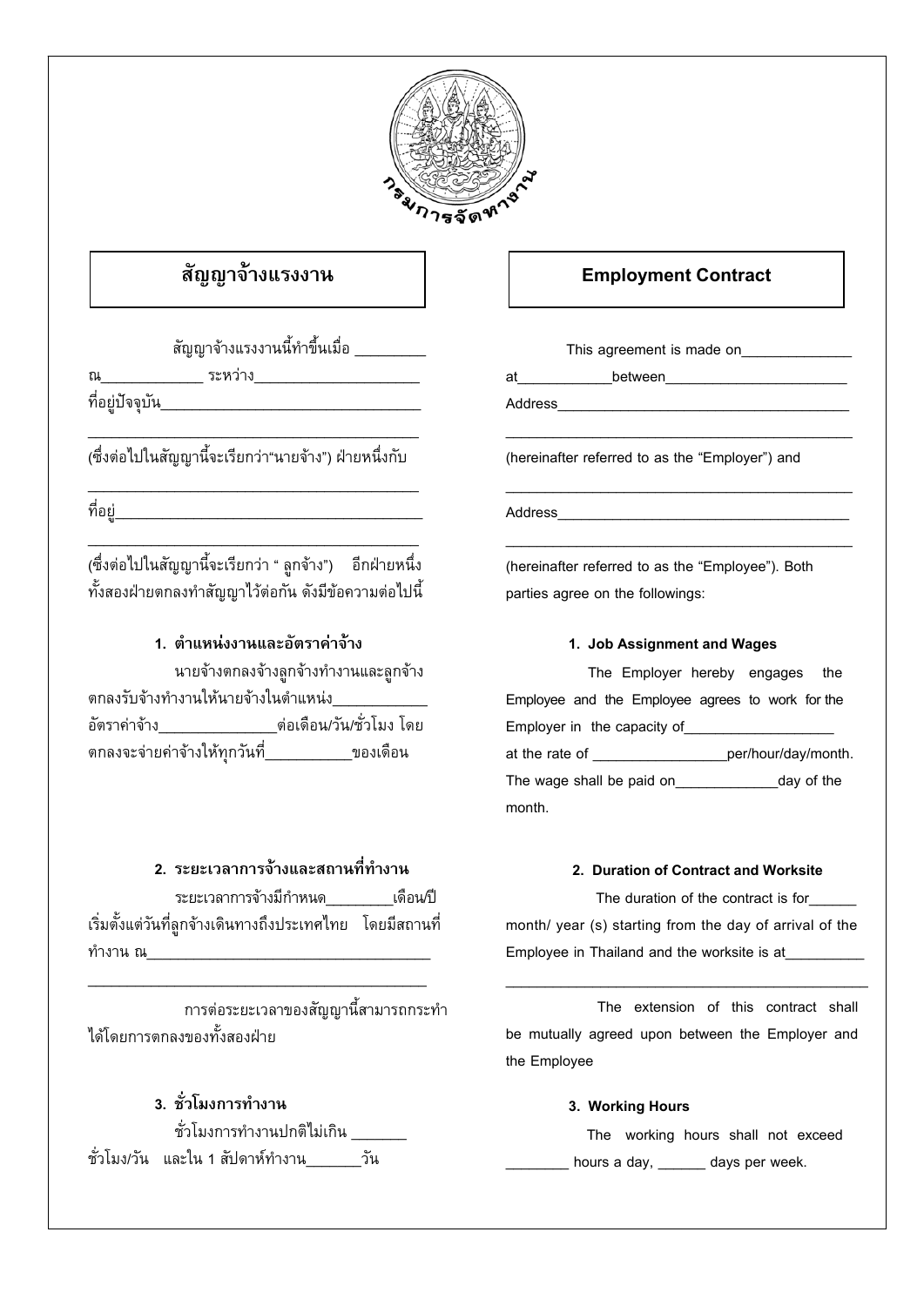กรมการจัดหางาน

## สัญญาจ้างแรงงาน

สัญญาจ้างแรงงานนี้ทำขึ้นเมื่อ _________ ณ_____________ ระหว่าง_____________________ ที่อยู่ปัจจุบัน_________________________________

___________________________________________

(ซึ่งต่อไปในสัญญานี้จะเรียกว่า"นายจ้าง") ฝ่ายหนึ่งกับ

___________________________________________

ที่อยู่_______________________________________

___________________________________________

(ซึ่งต่อไปในสัญญานี้จะเรียกว่า " ลูกจ้าง") อีกฝ่ายหนึ่ง ทั้งสองฝ่ายตกลงทำสัญญาไว้ต่อกัน ดังมีข้อความต่อไปนี้

### 1. ตำแหน่งงานและอัตราค่าจ้าง

นายจ้างตกลงจ้างลูกจ้างทำงานและลูกจ้างตกลงรับจ้างทำงานให้นายจ้างในตำแหน่ง____________ อัตราค่าจ้าง_______________ต่อเดือน/วัน/ชั่วโมง โดยตกลงจะจ่ายค่าจ้างให้ทุกวันที่___________ของเดือน

### 2. ระยะเวลาการจ้างและสถานที่ทำงาน

ระยะเวลาการจ้างมีกำหนด________เดือน/ปี เริ่มตั้งแต่วันที่ลูกจ้างเดินทางถึงประเทศไทย โดยมีสถานที่ทำงาน ณ___________________________________

___________________________________________

การต่อระยะเวลาของสัญญานี้สามารถกระทำได้โดยการตกลงของทั้งสองฝ่าย

### 3. ชั่วโมงการทำงาน

ชั่วโมงการทำงานปกติไม่เกิน _______ ชั่วโมง/วัน และใน 1 สัปดาห์ทำงาน_______วัน

## Employment Contract

This agreement is made on______________ at____________between_______________________ Address_____________________________________

___________________________________________

(hereinafter referred to as the "Employer") and

___________________________________________

Address_____________________________________

___________________________________________

(hereinafter referred to as the "Employee"). Both parties agree on the followings:

### 1. Job Assignment and Wages

The Employer hereby engages the Employee and the Employee agrees to work for the Employer in the capacity of___________________ at the rate of _________________per/hour/day/month. The wage shall be paid on_____________day of the month.

### 2. Duration of Contract and Worksite

The duration of the contract is for______ month/ year (s) starting from the day of arrival of the Employee in Thailand and the worksite is at__________

___________________________________________

The extension of this contract shall be mutually agreed upon between the Employer and the Employee

### 3. Working Hours

The working hours shall not exceed ________ hours a day, ______ days per week.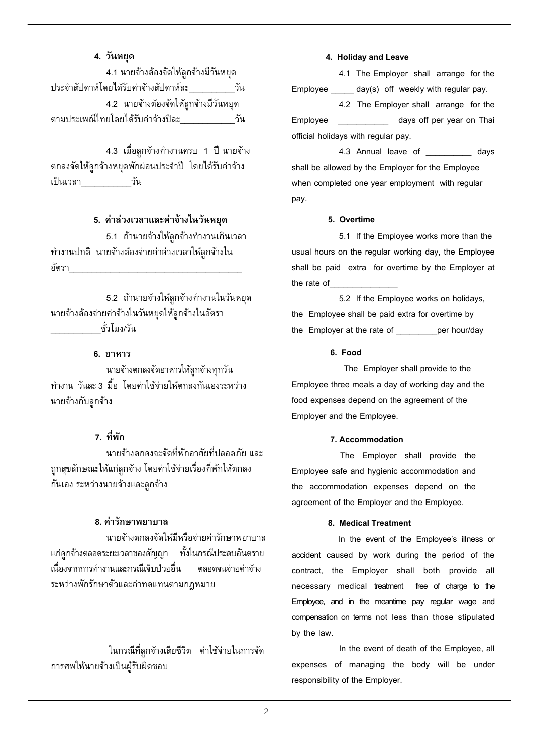### 4. วันหยุด

4.1 นายจ้างต้องจัดให้ลูกจ้างมีวันหยุดประจำสัปดาห์โดยได้รับค่าจ้างสัปดาห์ละ__________วัน

4.2 นายจ้างต้องจัดให้ลูกจ้างมีวันหยุดตามประเพณีไทยโดยได้รับค่าจ้างปีละ____________วัน

4.3 เมื่อลูกจ้างทำงานครบ 1 ปี นายจ้างตกลงจัดให้ลูกจ้างหยุดพักผ่อนประจำปี โดยได้รับค่าจ้างเป็นเวลา___________วัน

### 5. ค่าล่วงเวลาและค่าจ้างในวันหยุด

5.1 ถ้านายจ้างให้ลูกจ้างทำงานเกินเวลาทำงานปกติ นายจ้างต้องจ่ายค่าล่วงเวลาให้ลูกจ้างในอัตรา_______________________________________

5.2 ถ้านายจ้างให้ลูกจ้างทำงานในวันหยุด นายจ้างต้องจ่ายค่าจ้างในวันหยุดให้ลูกจ้างในอัตรา___________ชั่วโมง/วัน

### 6. อาหาร

นายจ้างตกลงจัดอาหารให้ลูกจ้างทุกวันทำงาน วันละ 3 มื้อ โดยค่าใช้จ่ายให้ตกลงกันเองระหว่างนายจ้างกับลูกจ้าง

### 7. ที่พัก

นายจ้างตกลงจะจัดที่พักอาศัยที่ปลอดภัย และถูกสุขลักษณะให้แก่ลูกจ้าง โดยค่าใช้จ่ายเรื่องที่พักให้ตกลงกันเอง ระหว่างนายจ้างและลูกจ้าง

### 8. ค่ารักษาพยาบาล

นายจ้างตกลงจัดให้มีหรือจ่ายค่ารักษาพยาบาลแก่ลูกจ้างตลอดระยะเวลาของสัญญา ทั้งในกรณีประสบอันตรายเนื่องจากการทำงานและกรณีเจ็บป่วยอื่น ตลอดจนจ่ายค่าจ้างระหว่างพักรักษาตัวและค่าทดแทนตามกฎหมาย

ในกรณีที่ลูกจ้างเสียชีวิต ค่าใช้จ่ายในการจัดการศพให้นายจ้างเป็นผู้รับผิดชอบ

### 4. Holiday and Leave

4.1 The Employer shall arrange for the Employee _____ day(s) off weekly with regular pay.

4.2 The Employer shall arrange for the Employee ___________ days off per year on Thai official holidays with regular pay.

4.3 Annual leave of __________ days shall be allowed by the Employer for the Employee when completed one year employment with regular pay.

### 5. Overtime

5.1 If the Employee works more than the usual hours on the regular working day, the Employee shall be paid extra for overtime by the Employer at the rate of_______________

5.2 If the Employee works on holidays, the Employee shall be paid extra for overtime by the Employer at the rate of _________per hour/day

### 6. Food

The Employer shall provide to the Employee three meals a day of working day and the food expenses depend on the agreement of the Employer and the Employee.

### 7. Accommodation

The Employer shall provide the Employee safe and hygienic accommodation and the accommodation expenses depend on the agreement of the Employer and the Employee.

### 8. Medical Treatment

In the event of the Employee's illness or accident caused by work during the period of the contract, the Employer shall both provide all necessary medical treatment free of charge to the Employee, and in the meantime pay regular wage and compensation on terms not less than those stipulated by the law.

In the event of death of the Employee, all expenses of managing the body will be under responsibility of the Employer.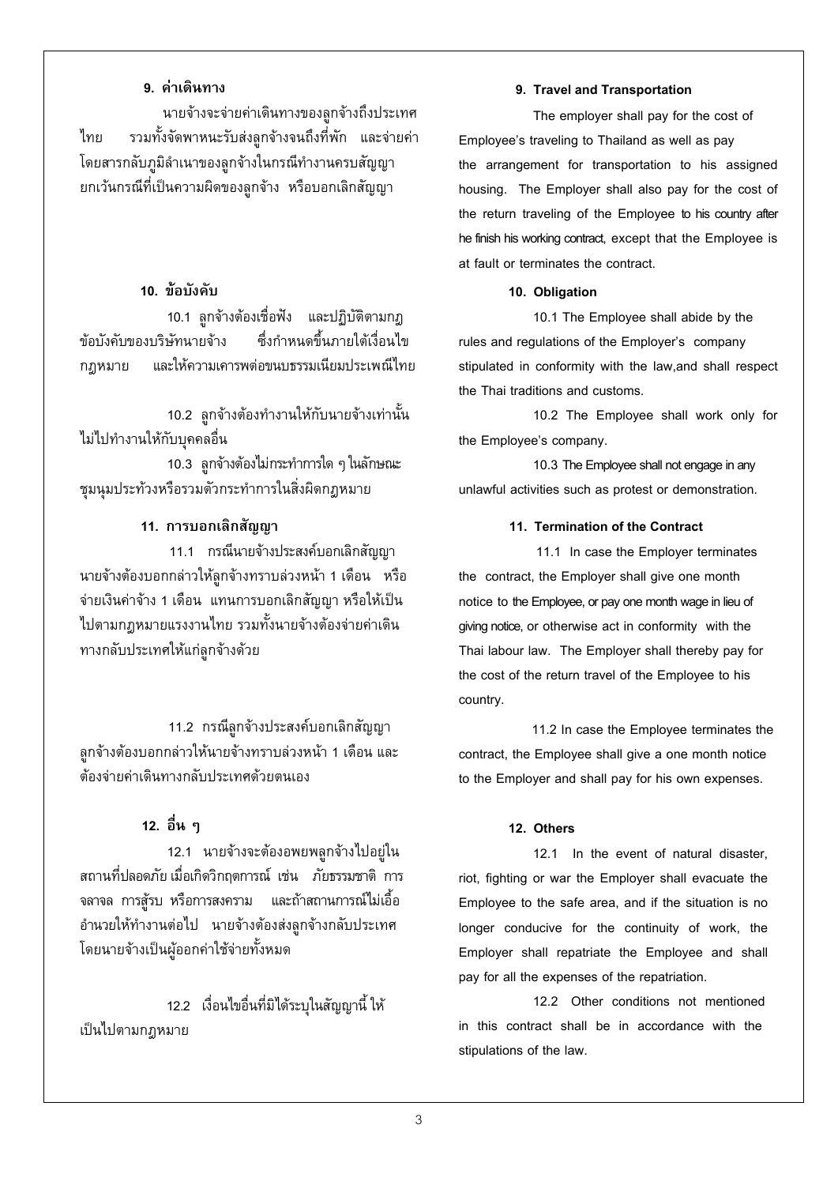### 9. ค่าเดินทาง

นายจ้างจะจ่ายค่าเดินทางของลูกจ้างถึงประเทศไทย รวมทั้งจัดพาหนะรับส่งลูกจ้างจนถึงที่พัก และจ่ายค่าโดยสารกลับภูมิลำเนาของลูกจ้างในกรณีทำงานครบสัญญา ยกเว้นกรณีที่เป็นความผิดของลูกจ้าง หรือบอกเลิกสัญญา

### 9. Travel and Transportation

The employer shall pay for the cost of Employee's traveling to Thailand as well as pay the arrangement for transportation to his assigned housing. The Employer shall also pay for the cost of the return traveling of the Employee to his country after he finish his working contract, except that the Employee is at fault or terminates the contract.

### 10. ข้อบังคับ

10.1 ลูกจ้างต้องเชื่อฟัง และปฏิบัติตามกฎข้อบังคับของบริษัทนายจ้าง ซึ่งกำหนดขึ้นภายใต้เงื่อนไขกฎหมาย และให้ความเคารพต่อขนบธรรมเนียมประเพณีไทย

10.2 ลูกจ้างต้องทำงานให้กับนายจ้างเท่านั้น ไม่ไปทำงานให้กับบุคคลอื่น

10.3 ลูกจ้างต้องไม่กระทำการใด ๆ ในลักษณะชุมนุมประท้วงหรือรวมตัวกระทำการในสิ่งผิดกฎหมาย

### 10. Obligation

10.1 The Employee shall abide by the rules and regulations of the Employer's company stipulated in conformity with the law,and shall respect the Thai traditions and customs.

10.2 The Employee shall work only for the Employee's company.

10.3 The Employee shall not engage in any unlawful activities such as protest or demonstration.

### 11. การบอกเลิกสัญญา

11.1 กรณีนายจ้างประสงค์บอกเลิกสัญญา นายจ้างต้องบอกกล่าวให้ลูกจ้างทราบล่วงหน้า 1 เดือน หรือจ่ายเงินค่าจ้าง 1 เดือน แทนการบอกเลิกสัญญา หรือให้เป็นไปตามกฎหมายแรงงานไทย รวมทั้งนายจ้างต้องจ่ายค่าเดินทางกลับประเทศให้แก่ลูกจ้างด้วย

11.2 กรณีลูกจ้างประสงค์บอกเลิกสัญญา ลูกจ้างต้องบอกกล่าวให้นายจ้างทราบล่วงหน้า 1 เดือน และต้องจ่ายค่าเดินทางกลับประเทศด้วยตนเอง

### 11. Termination of the Contract

11.1 In case the Employer terminates the contract, the Employer shall give one month notice to the Employee, or pay one month wage in lieu of giving notice, or otherwise act in conformity with the Thai labour law. The Employer shall thereby pay for the cost of the return travel of the Employee to his country.

11.2 In case the Employee terminates the contract, the Employee shall give a one month notice to the Employer and shall pay for his own expenses.

### 12. อื่น ๆ

12.1 นายจ้างจะต้องอพยพลูกจ้างไปอยู่ในสถานที่ปลอดภัย เมื่อเกิดวิกฤตการณ์ เช่น ภัยธรรมชาติ การจลาจล การสู้รบ หรือการสงคราม และถ้าสถานการณ์ไม่เอื้ออำนวยให้ทำงานต่อไป นายจ้างต้องส่งลูกจ้างกลับประเทศ โดยนายจ้างเป็นผู้ออกค่าใช้จ่ายทั้งหมด

12.2 เงื่อนไขอื่นที่มิได้ระบุในสัญญานี้ ให้เป็นไปตามกฎหมาย

### 12. Others

12.1 In the event of natural disaster, riot, fighting or war the Employer shall evacuate the Employee to the safe area, and if the situation is no longer conducive for the continuity of work, the Employer shall repatriate the Employee and shall pay for all the expenses of the repatriation.

12.2 Other conditions not mentioned in this contract shall be in accordance with the stipulations of the law.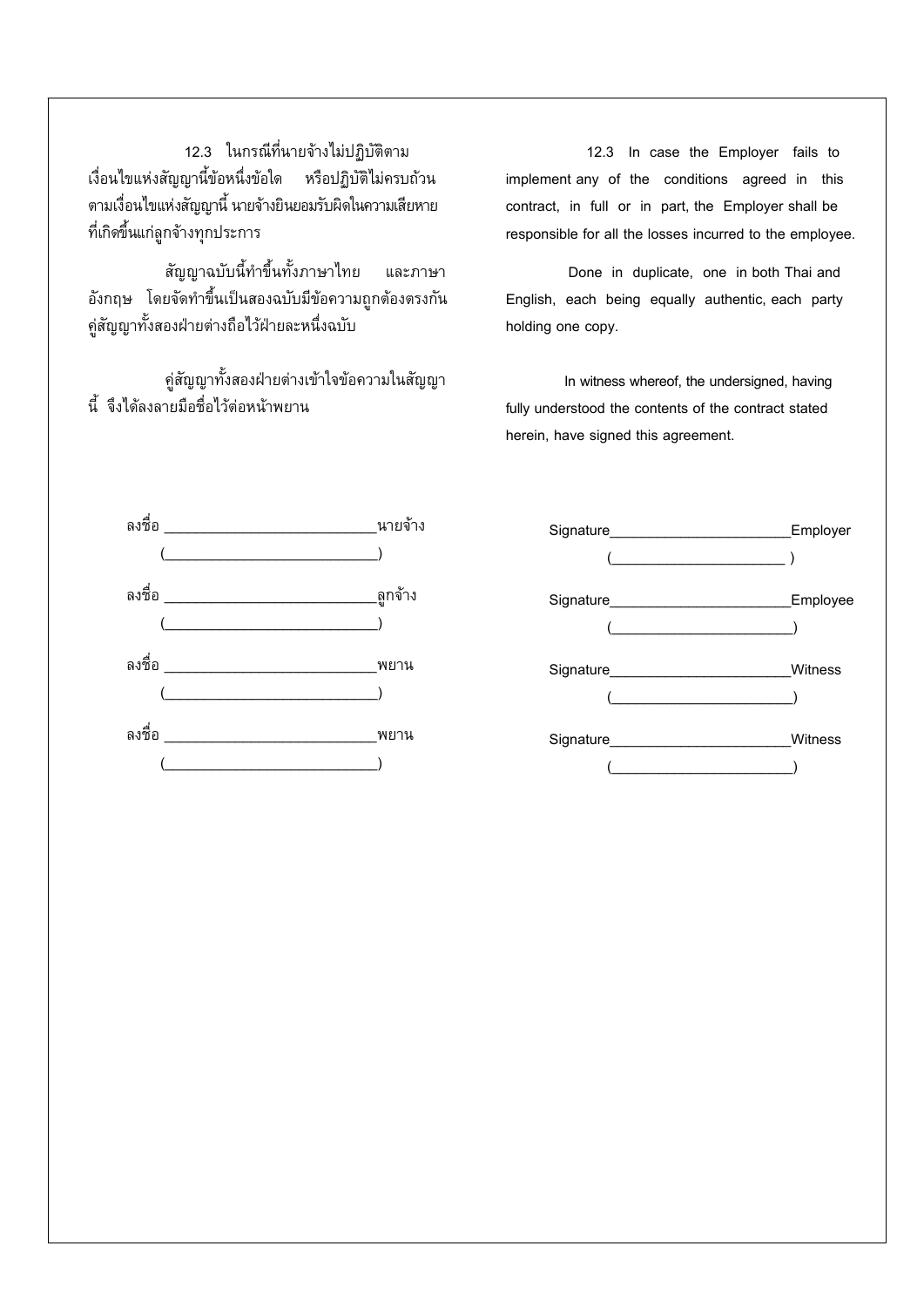12.3 ในกรณีที่นายจ้างไม่ปฏิบัติตามเงื่อนไขแห่งสัญญานี้ข้อหนึ่งข้อใด หรือปฏิบัติไม่ครบถ้วนตามเงื่อนไขแห่งสัญญานี้ นายจ้างยินยอมรับผิดในความเสียหายที่เกิดขึ้นแก่ลูกจ้างทุกประการ

สัญญาฉบับนี้ทำขึ้นทั้งภาษาไทย และภาษาอังกฤษ โดยจัดทำขึ้นเป็นสองฉบับมีข้อความถูกต้องตรงกัน คู่สัญญาทั้งสองฝ่ายต่างถือไว้ฝ่ายละหนึ่งฉบับ

คู่สัญญาทั้งสองฝ่ายต่างเข้าใจข้อความในสัญญานี้ จึงได้ลงลายมือชื่อไว้ต่อหน้าพยาน

ลงชื่อ ___________________________นายจ้าง
(____________________________)

ลงชื่อ ___________________________ลูกจ้าง
(____________________________)

ลงชื่อ ___________________________พยาน
(____________________________)

ลงชื่อ ___________________________พยาน
(____________________________)

12.3 In case the Employer fails to implement any of the conditions agreed in this contract, in full or in part, the Employer shall be responsible for all the losses incurred to the employee.

Done in duplicate, one in both Thai and English, each being equally authentic, each party holding one copy.

In witness whereof, the undersigned, having fully understood the contents of the contract stated herein, have signed this agreement.

Signature_______________________Employer
(_______________________ )

Signature_______________________Employee
(________________________)

Signature_______________________Witness
(________________________)

Signature_______________________Witness
(________________________)